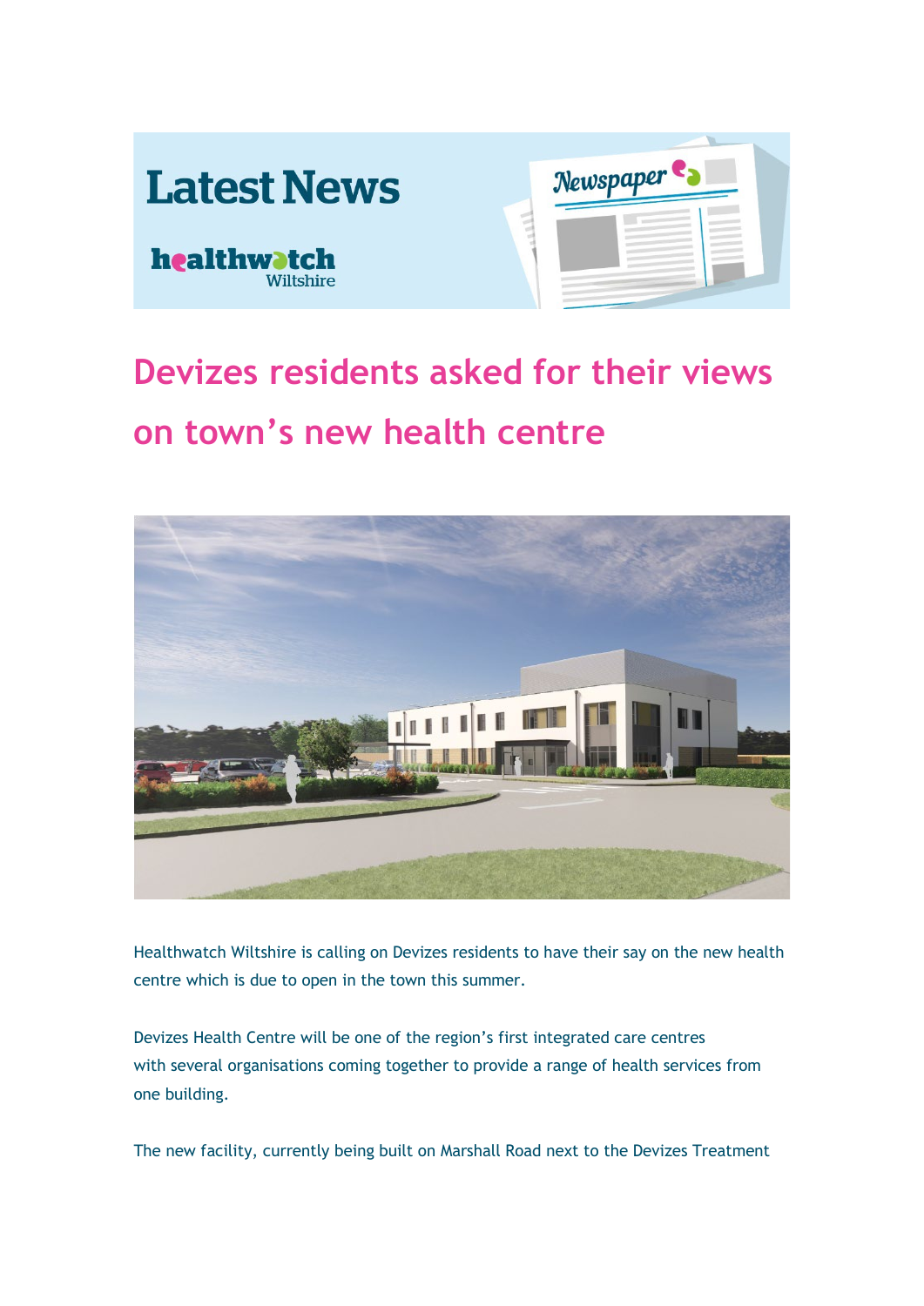# Latest News

healthwatch Wiltshire

## Devizes residents asked for their views on town's new health centre

Healthwatch Wiltshire is calling on Devizes residents to have their say on the new health centre which is due to open in the town this summer.

Devizes Health Centre will be one of the region's first integrated care centres with several organisations coming together to provide a range of health services from one building.

The new facility, currently being built on Marshall Road next to the Devizes Treatment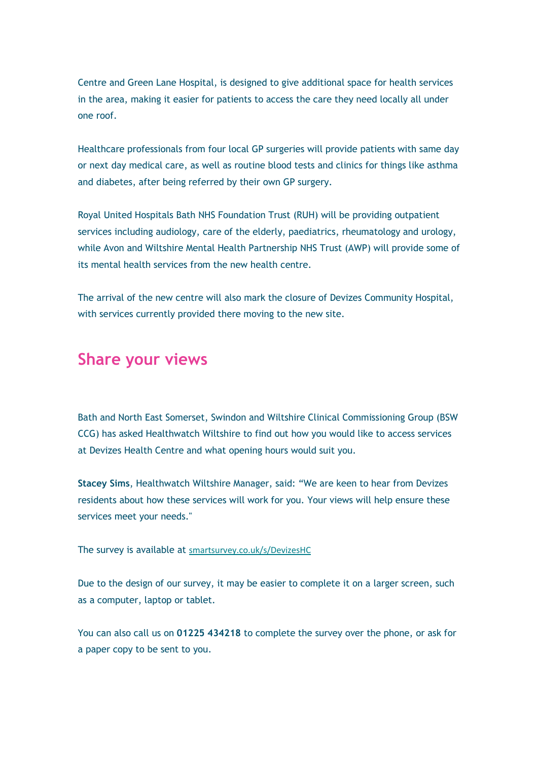Centre and Green Lane Hospital, is designed to give additional space for health services in the area, making it easier for patients to access the care they need locally all under one roof.

Healthcare professionals from four local GP surgeries will provide patients with same day or next day medical care, as well as routine blood tests and clinics for things like asthma and diabetes, after being referred by their own GP surgery.

Royal United Hospitals Bath NHS Foundation Trust (RUH) will be providing outpatient services including audiology, care of the elderly, paediatrics, rheumatology and urology, while Avon and Wiltshire Mental Health Partnership NHS Trust (AWP) will provide some of its mental health services from the new health centre.

The arrival of the new centre will also mark the closure of Devizes Community Hospital, with services currently provided there moving to the new site.

## Share your views

Bath and North East Somerset, Swindon and Wiltshire Clinical Commissioning Group (BSW CCG) has asked Healthwatch Wiltshire to find out how you would like to access services at Devizes Health Centre and what opening hours would suit you.

**Stacey Sims**, Healthwatch Wiltshire Manager, said: "We are keen to hear from Devizes residents about how these services will work for you. Your views will help ensure these services meet your needs."

The survey is available at smartsurvey.co.uk/s/DevizesHC

Due to the design of our survey, it may be easier to complete it on a larger screen, such as a computer, laptop or tablet.

You can also call us on **01225 434218** to complete the survey over the phone, or ask for a paper copy to be sent to you.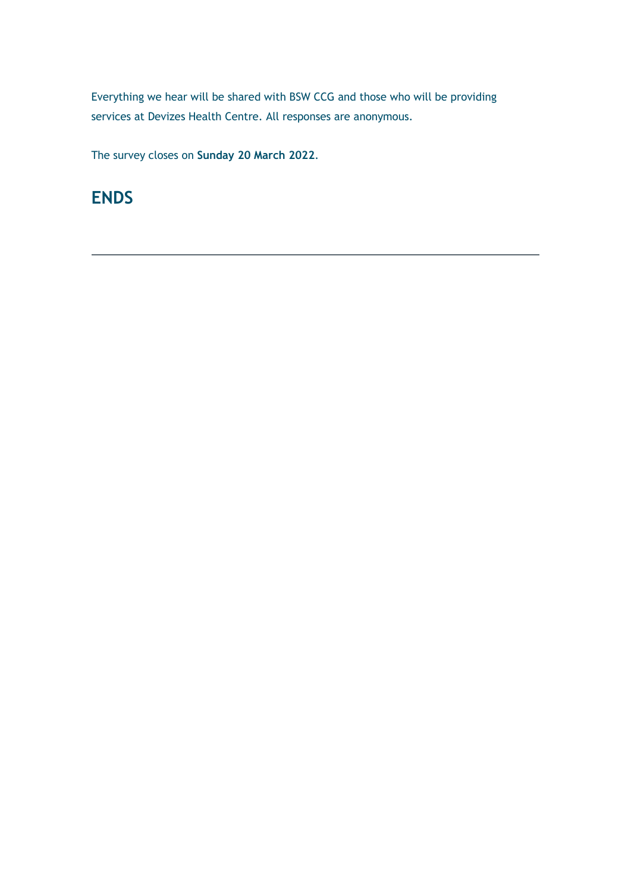Everything we hear will be shared with BSW CCG and those who will be providing services at Devizes Health Centre. All responses are anonymous.

The survey closes on **Sunday 20 March 2022**.

## ENDS

---